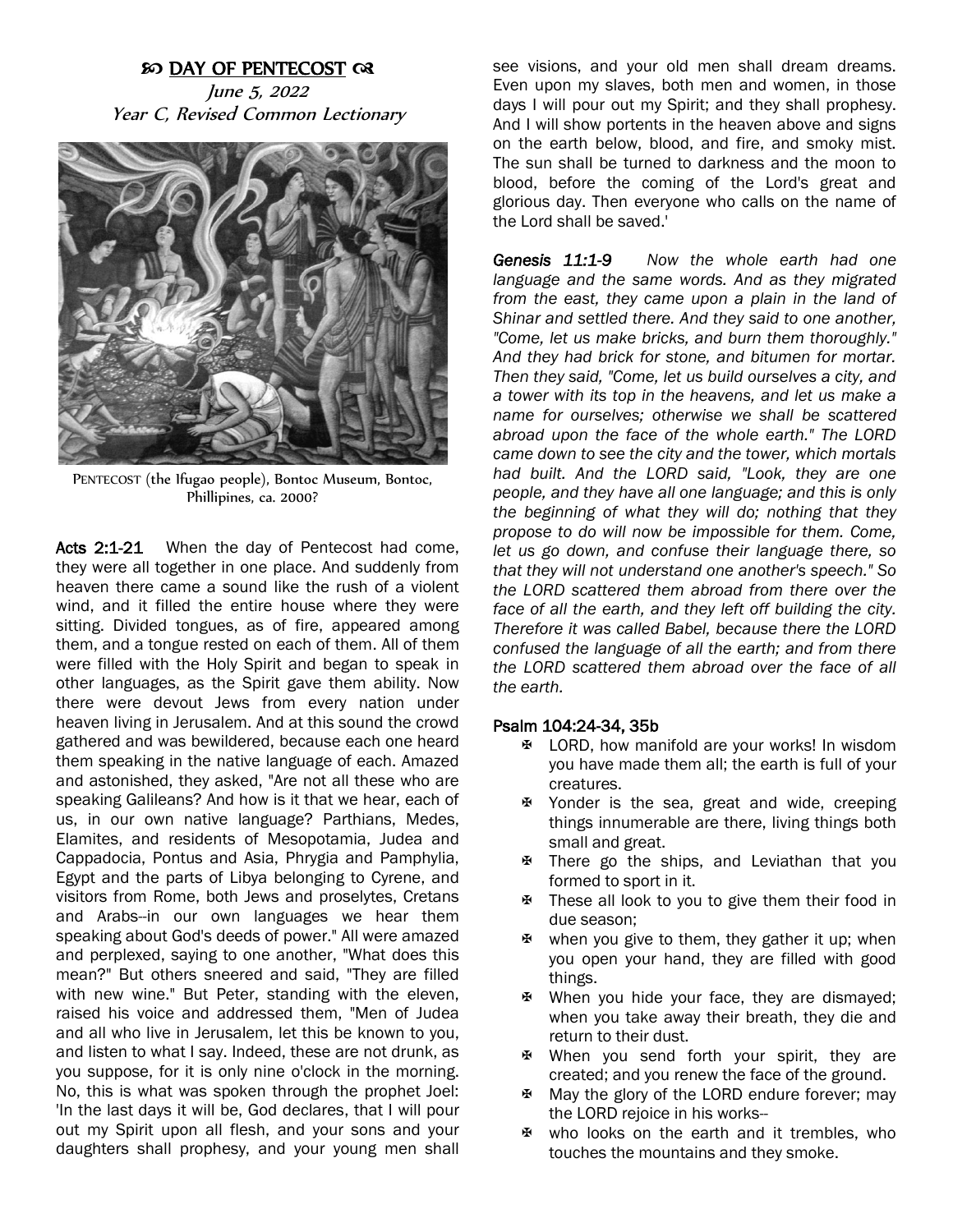# ༄ DAY OF PENTECOST ༄

*June 5, 2022*

*Year C, Revised Common Lectionary*

PENTECOST (the Ifugao people), Bontoc Museum, Bontoc, Phillipines, ca. 2000?

**Acts 2:1-21** When the day of Pentecost had come, they were all together in one place. And suddenly from heaven there came a sound like the rush of a violent wind, and it filled the entire house where they were sitting. Divided tongues, as of fire, appeared among them, and a tongue rested on each of them. All of them were filled with the Holy Spirit and began to speak in other languages, as the Spirit gave them ability. Now there were devout Jews from every nation under heaven living in Jerusalem. And at this sound the crowd gathered and was bewildered, because each one heard them speaking in the native language of each. Amazed and astonished, they asked, "Are not all these who are speaking Galileans? And how is it that we hear, each of us, in our own native language? Parthians, Medes, Elamites, and residents of Mesopotamia, Judea and Cappadocia, Pontus and Asia, Phrygia and Pamphylia, Egypt and the parts of Libya belonging to Cyrene, and visitors from Rome, both Jews and proselytes, Cretans and Arabs--in our own languages we hear them speaking about God's deeds of power." All were amazed and perplexed, saying to one another, "What does this mean?" But others sneered and said, "They are filled with new wine." But Peter, standing with the eleven, raised his voice and addressed them, "Men of Judea and all who live in Jerusalem, let this be known to you, and listen to what I say. Indeed, these are not drunk, as you suppose, for it is only nine o'clock in the morning. No, this is what was spoken through the prophet Joel: 'In the last days it will be, God declares, that I will pour out my Spirit upon all flesh, and your sons and your daughters shall prophesy, and your young men shall see visions, and your old men shall dream dreams. Even upon my slaves, both men and women, in those days I will pour out my Spirit; and they shall prophesy. And I will show portents in the heaven above and signs on the earth below, blood, and fire, and smoky mist. The sun shall be turned to darkness and the moon to blood, before the coming of the Lord's great and glorious day. Then everyone who calls on the name of the Lord shall be saved.'

***Genesis 11:1-9*** *Now the whole earth had one language and the same words. And as they migrated from the east, they came upon a plain in the land of Shinar and settled there. And they said to one another, "Come, let us make bricks, and burn them thoroughly." And they had brick for stone, and bitumen for mortar. Then they said, "Come, let us build ourselves a city, and a tower with its top in the heavens, and let us make a name for ourselves; otherwise we shall be scattered abroad upon the face of the whole earth." The LORD came down to see the city and the tower, which mortals had built. And the LORD said, "Look, they are one people, and they have all one language; and this is only the beginning of what they will do; nothing that they propose to do will now be impossible for them. Come, let us go down, and confuse their language there, so that they will not understand one another's speech." So the LORD scattered them abroad from there over the face of all the earth, and they left off building the city. Therefore it was called Babel, because there the LORD confused the language of all the earth; and from there the LORD scattered them abroad over the face of all the earth.*

**Psalm 104:24-34, 35b**

- ✠ LORD, how manifold are your works! In wisdom you have made them all; the earth is full of your creatures.
- ✠ Yonder is the sea, great and wide, creeping things innumerable are there, living things both small and great.
- ✠ There go the ships, and Leviathan that you formed to sport in it.
- ✠ These all look to you to give them their food in due season;
- ✠ when you give to them, they gather it up; when you open your hand, they are filled with good things.
- ✠ When you hide your face, they are dismayed; when you take away their breath, they die and return to their dust.
- ✠ When you send forth your spirit, they are created; and you renew the face of the ground.
- ✠ May the glory of the LORD endure forever; may the LORD rejoice in his works--
- ✠ who looks on the earth and it trembles, who touches the mountains and they smoke.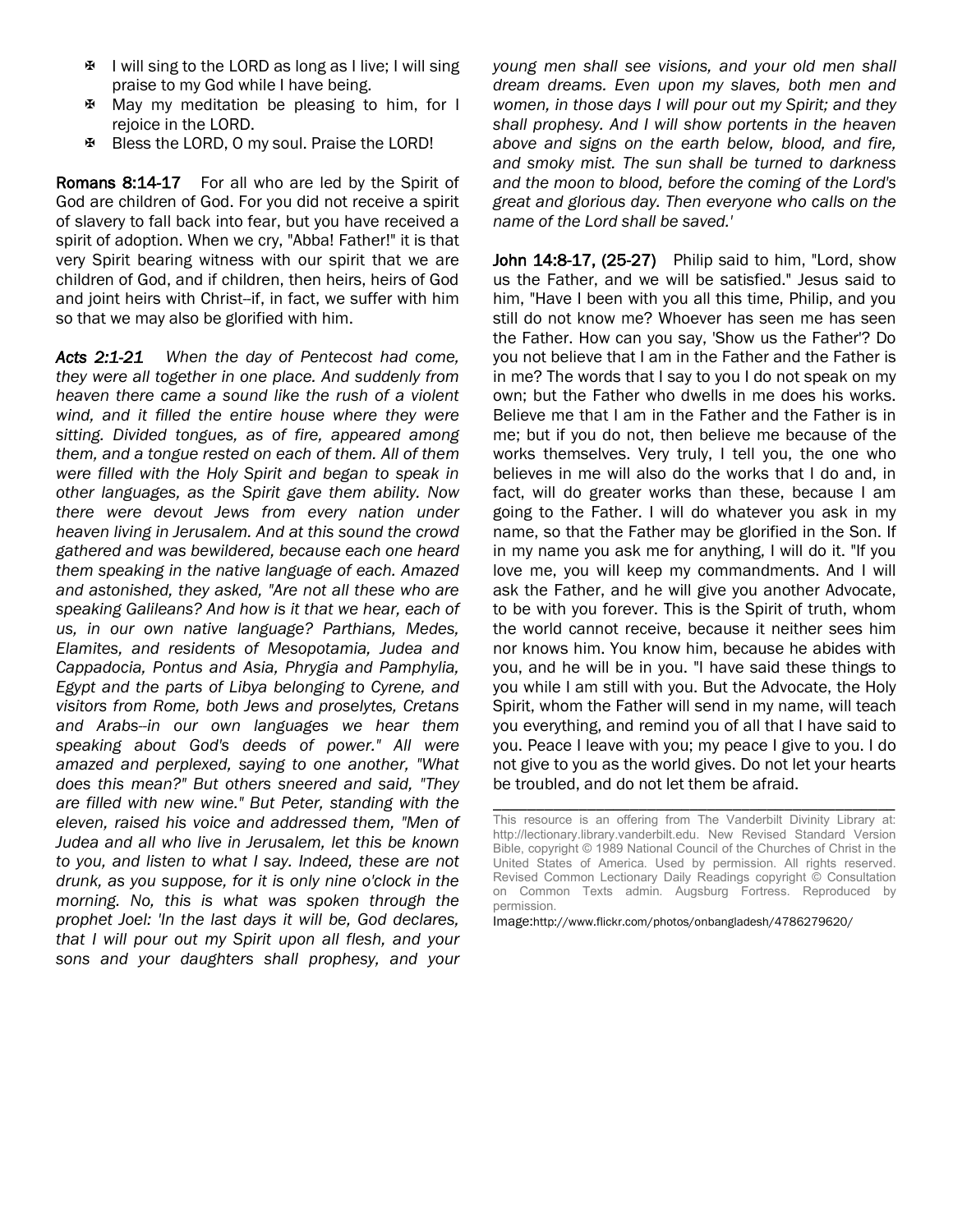- ✠ I will sing to the LORD as long as I live; I will sing praise to my God while I have being.
- ✠ May my meditation be pleasing to him, for I rejoice in the LORD.
- ✠ Bless the LORD, O my soul. Praise the LORD!

**Romans 8:14-17** For all who are led by the Spirit of God are children of God. For you did not receive a spirit of slavery to fall back into fear, but you have received a spirit of adoption. When we cry, "Abba! Father!" it is that very Spirit bearing witness with our spirit that we are children of God, and if children, then heirs, heirs of God and joint heirs with Christ--if, in fact, we suffer with him so that we may also be glorified with him.

***Acts 2:1-21*** *When the day of Pentecost had come, they were all together in one place. And suddenly from heaven there came a sound like the rush of a violent wind, and it filled the entire house where they were sitting. Divided tongues, as of fire, appeared among them, and a tongue rested on each of them. All of them were filled with the Holy Spirit and began to speak in other languages, as the Spirit gave them ability. Now there were devout Jews from every nation under heaven living in Jerusalem. And at this sound the crowd gathered and was bewildered, because each one heard them speaking in the native language of each. Amazed and astonished, they asked, "Are not all these who are speaking Galileans? And how is it that we hear, each of us, in our own native language? Parthians, Medes, Elamites, and residents of Mesopotamia, Judea and Cappadocia, Pontus and Asia, Phrygia and Pamphylia, Egypt and the parts of Libya belonging to Cyrene, and visitors from Rome, both Jews and proselytes, Cretans and Arabs--in our own languages we hear them speaking about God's deeds of power." All were amazed and perplexed, saying to one another, "What does this mean?" But others sneered and said, "They are filled with new wine." But Peter, standing with the eleven, raised his voice and addressed them, "Men of Judea and all who live in Jerusalem, let this be known to you, and listen to what I say. Indeed, these are not drunk, as you suppose, for it is only nine o'clock in the morning. No, this is what was spoken through the prophet Joel: 'In the last days it will be, God declares, that I will pour out my Spirit upon all flesh, and your sons and your daughters shall prophesy, and your young men shall see visions, and your old men shall dream dreams. Even upon my slaves, both men and women, in those days I will pour out my Spirit; and they shall prophesy. And I will show portents in the heaven above and signs on the earth below, blood, and fire, and smoky mist. The sun shall be turned to darkness and the moon to blood, before the coming of the Lord's great and glorious day. Then everyone who calls on the name of the Lord shall be saved.'*

**John 14:8-17, (25-27)** Philip said to him, "Lord, show us the Father, and we will be satisfied." Jesus said to him, "Have I been with you all this time, Philip, and you still do not know me? Whoever has seen me has seen the Father. How can you say, 'Show us the Father'? Do you not believe that I am in the Father and the Father is in me? The words that I say to you I do not speak on my own; but the Father who dwells in me does his works. Believe me that I am in the Father and the Father is in me; but if you do not, then believe me because of the works themselves. Very truly, I tell you, the one who believes in me will also do the works that I do and, in fact, will do greater works than these, because I am going to the Father. I will do whatever you ask in my name, so that the Father may be glorified in the Son. If in my name you ask me for anything, I will do it. "If you love me, you will keep my commandments. And I will ask the Father, and he will give you another Advocate, to be with you forever. This is the Spirit of truth, whom the world cannot receive, because it neither sees him nor knows him. You know him, because he abides with you, and he will be in you. "I have said these things to you while I am still with you. But the Advocate, the Holy Spirit, whom the Father will send in my name, will teach you everything, and remind you of all that I have said to you. Peace I leave with you; my peace I give to you. I do not give to you as the world gives. Do not let your hearts be troubled, and do not let them be afraid.

---

This resource is an offering from The Vanderbilt Divinity Library at: http://lectionary.library.vanderbilt.edu. New Revised Standard Version Bible, copyright © 1989 National Council of the Churches of Christ in the United States of America. Used by permission. All rights reserved. Revised Common Lectionary Daily Readings copyright © Consultation on Common Texts admin. Augsburg Fortress. Reproduced by permission.

Image:http://www.flickr.com/photos/onbangladesh/4786279620/